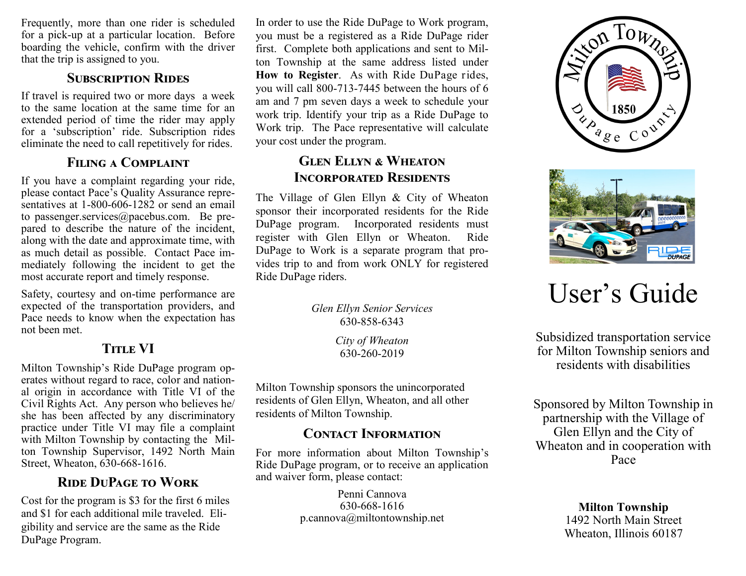Frequently, more than one rider is scheduled for a pick-up at a particular location. Before boarding the vehicle, confirm with the driver that the trip is assigned to you.

## Subscription Rides

If travel is required two or more days a week to the same location at the same time for an extended period of time the rider may apply for a 'subscription' ride. Subscription rides eliminate the need to call repetitively for rides.

## Filing a Complaint

If you have a complaint regarding your ride, please contact Pace's Quality Assurance representatives at 1-800-606-1282 or send an email to passenger.services@pacebus.com. Be prepared to describe the nature of the incident, along with the date and approximate time, with as much detail as possible. Contact Pace immediately following the incident to get the most accurate report and timely response.

Safety, courtesy and on-time performance are expected of the transportation providers, and Pace needs to know when the expectation has not been met.

## Title VI

Milton Township's Ride DuPage program operates without regard to race, color and national origin in accordance with Title VI of the Civil Rights Act. Any person who believes he/she has been affected by any discriminatory practice under Title VI may file a complaint with Milton Township by contacting the Milton Township Supervisor, 1492 North Main Street, Wheaton, 630-668-1616.

## Ride DuPage to Work

Cost for the program is $3 for the first 6 miles and $1 for each additional mile traveled. Eligibility and service are the same as the Ride DuPage Program.

In order to use the Ride DuPage to Work program, you must be a registered as a Ride DuPage rider first. Complete both applications and sent to Milton Township at the same address listed under **How to Register**. As with Ride DuPage rides, you will call 800-713-7445 between the hours of 6 am and 7 pm seven days a week to schedule your work trip. Identify your trip as a Ride DuPage to Work trip. The Pace representative will calculate your cost under the program.

## Glen Ellyn & Wheaton Incorporated Residents

The Village of Glen Ellyn & City of Wheaton sponsor their incorporated residents for the Ride DuPage program. Incorporated residents must register with Glen Ellyn or Wheaton. Ride DuPage to Work is a separate program that provides trip to and from work ONLY for registered Ride DuPage riders.

*Glen Ellyn Senior Services*
630-858-6343

*City of Wheaton*
630-260-2019

Milton Township sponsors the unincorporated residents of Glen Ellyn, Wheaton, and all other residents of Milton Township.

## Contact Information

For more information about Milton Township's Ride DuPage program, or to receive an application and waiver form, please contact:

Penni Cannova
630-668-1616
p.cannova@miltontownship.net

Milton Township 1850 DuPage County

# User's Guide

Subsidized transportation service for Milton Township seniors and residents with disabilities

Sponsored by Milton Township in partnership with the Village of Glen Ellyn and the City of Wheaton and in cooperation with Pace

**Milton Township**
1492 North Main Street
Wheaton, Illinois 60187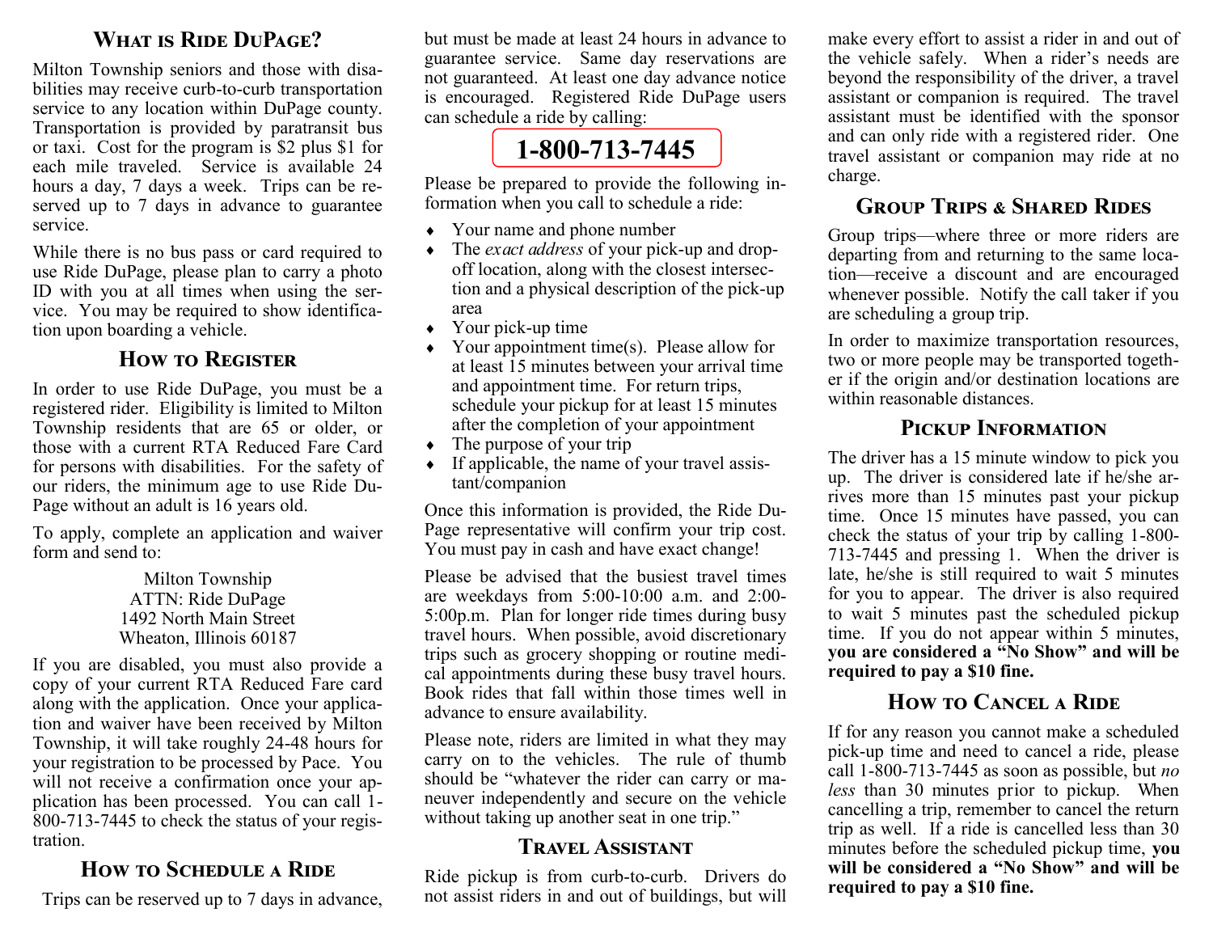## What is Ride DuPage?

Milton Township seniors and those with disabilities may receive curb-to-curb transportation service to any location within DuPage county. Transportation is provided by paratransit bus or taxi. Cost for the program is $2 plus $1 for each mile traveled. Service is available 24 hours a day, 7 days a week. Trips can be reserved up to 7 days in advance to guarantee service.

While there is no bus pass or card required to use Ride DuPage, please plan to carry a photo ID with you at all times when using the service. You may be required to show identification upon boarding a vehicle.

## How to Register

In order to use Ride DuPage, you must be a registered rider. Eligibility is limited to Milton Township residents that are 65 or older, or those with a current RTA Reduced Fare Card for persons with disabilities. For the safety of our riders, the minimum age to use Ride DuPage without an adult is 16 years old.

To apply, complete an application and waiver form and send to:

Milton Township
ATTN: Ride DuPage
1492 North Main Street
Wheaton, Illinois 60187

If you are disabled, you must also provide a copy of your current RTA Reduced Fare card along with the application. Once your application and waiver have been received by Milton Township, it will take roughly 24-48 hours for your registration to be processed by Pace. You will not receive a confirmation once your application has been processed. You can call 1-800-713-7445 to check the status of your registration.

## How to Schedule a Ride

Trips can be reserved up to 7 days in advance, but must be made at least 24 hours in advance to guarantee service. Same day reservations are not guaranteed. At least one day advance notice is encouraged. Registered Ride DuPage users can schedule a ride by calling:

**1-800-713-7445**

Please be prepared to provide the following information when you call to schedule a ride:

- Your name and phone number
- The *exact address* of your pick-up and drop-off location, along with the closest intersection and a physical description of the pick-up area
- Your pick-up time
- Your appointment time(s). Please allow for at least 15 minutes between your arrival time and appointment time. For return trips, schedule your pickup for at least 15 minutes after the completion of your appointment
- The purpose of your trip
- If applicable, the name of your travel assistant/companion

Once this information is provided, the Ride DuPage representative will confirm your trip cost. You must pay in cash and have exact change!

Please be advised that the busiest travel times are weekdays from 5:00-10:00 a.m. and 2:00-5:00p.m. Plan for longer ride times during busy travel hours. When possible, avoid discretionary trips such as grocery shopping or routine medical appointments during these busy travel hours. Book rides that fall within those times well in advance to ensure availability.

Please note, riders are limited in what they may carry on to the vehicles. The rule of thumb should be "whatever the rider can carry or maneuver independently and secure on the vehicle without taking up another seat in one trip."

## Travel Assistant

Ride pickup is from curb-to-curb. Drivers do not assist riders in and out of buildings, but will make every effort to assist a rider in and out of the vehicle safely. When a rider's needs are beyond the responsibility of the driver, a travel assistant or companion is required. The travel assistant must be identified with the sponsor and can only ride with a registered rider. One travel assistant or companion may ride at no charge.

## Group Trips & Shared Rides

Group trips—where three or more riders are departing from and returning to the same location—receive a discount and are encouraged whenever possible. Notify the call taker if you are scheduling a group trip.

In order to maximize transportation resources, two or more people may be transported together if the origin and/or destination locations are within reasonable distances.

## Pickup Information

The driver has a 15 minute window to pick you up. The driver is considered late if he/she arrives more than 15 minutes past your pickup time. Once 15 minutes have passed, you can check the status of your trip by calling 1-800-713-7445 and pressing 1. When the driver is late, he/she is still required to wait 5 minutes for you to appear. The driver is also required to wait 5 minutes past the scheduled pickup time. If you do not appear within 5 minutes, **you are considered a "No Show" and will be required to pay a $10 fine.**

## How to Cancel a Ride

If for any reason you cannot make a scheduled pick-up time and need to cancel a ride, please call 1-800-713-7445 as soon as possible, but *no less* than 30 minutes prior to pickup. When cancelling a trip, remember to cancel the return trip as well. If a ride is cancelled less than 30 minutes before the scheduled pickup time, **you will be considered a "No Show" and will be required to pay a $10 fine.**